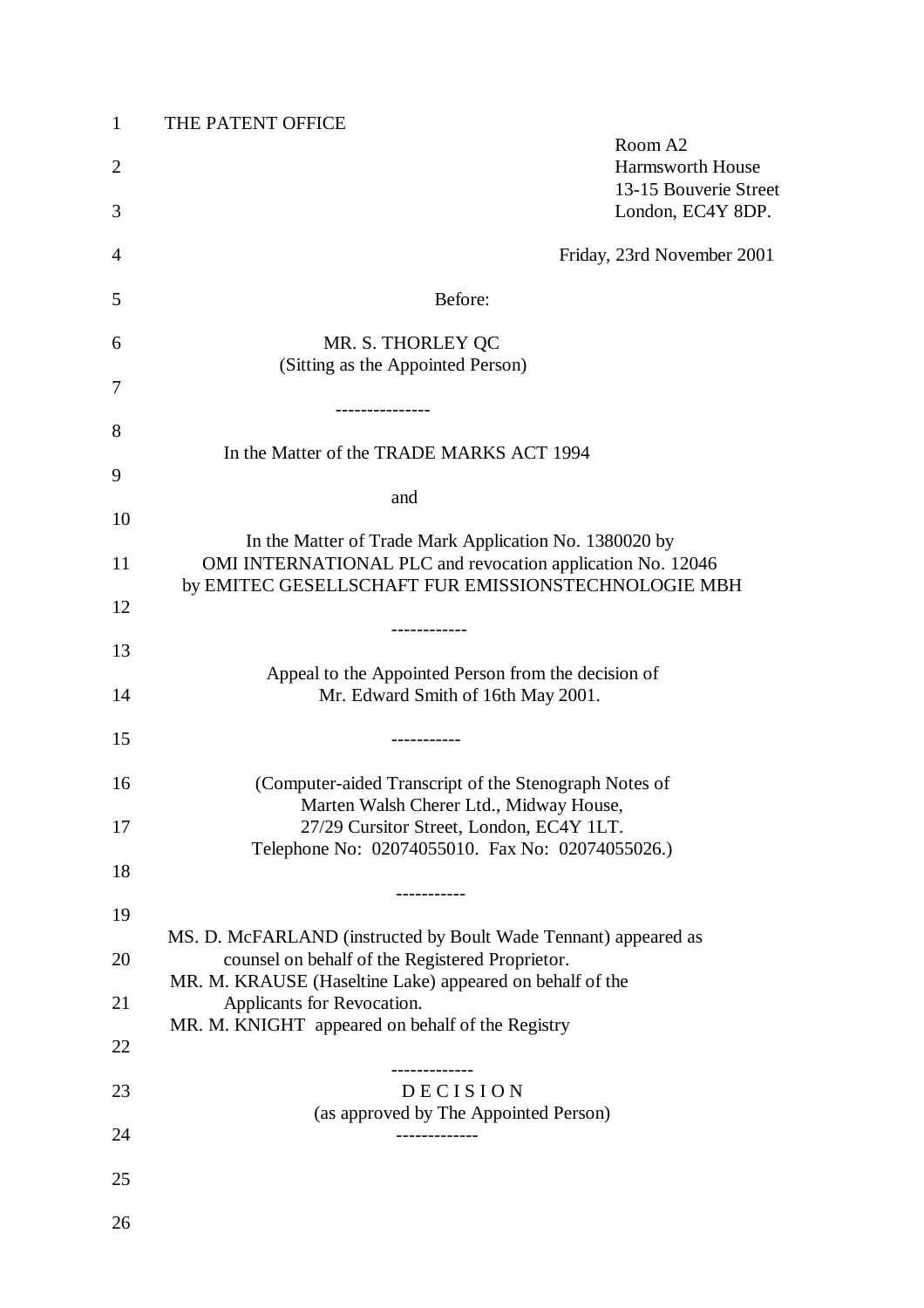THE PATENT OFFICE

Room A2
Harmsworth House
13-15 Bouverie Street
London, EC4Y 8DP.

Friday, 23rd November 2001

Before:

MR. S. THORLEY QC
(Sitting as the Appointed Person)

---------------

In the Matter of the TRADE MARKS ACT 1994

and

In the Matter of Trade Mark Application No. 1380020 by
OMI INTERNATIONAL PLC and revocation application No. 12046
by EMITEC GESELLSCHAFT FUR EMISSIONSTECHNOLOGIE MBH

------------

Appeal to the Appointed Person from the decision of
Mr. Edward Smith of 16th May 2001.

-----------

(Computer-aided Transcript of the Stenograph Notes of
Marten Walsh Cherer Ltd., Midway House,
27/29 Cursitor Street, London, EC4Y 1LT.
Telephone No: 02074055010. Fax No: 02074055026.)

-----------

MS. D. McFARLAND (instructed by Boult Wade Tennant) appeared as counsel on behalf of the Registered Proprietor.
MR. M. KRAUSE (Haseltine Lake) appeared on behalf of the Applicants for Revocation.
MR. M. KNIGHT appeared on behalf of the Registry

-------------

D E C I S I O N
(as approved by The Appointed Person)

-------------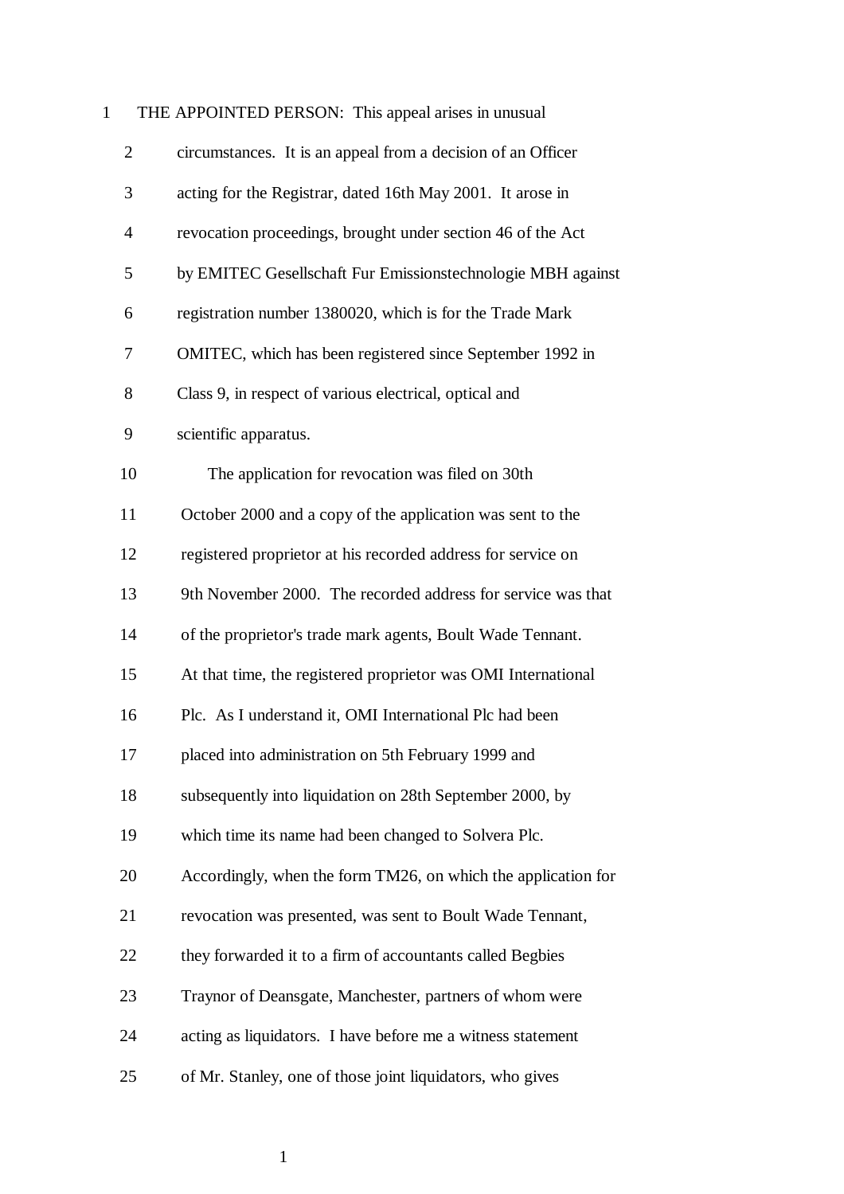THE APPOINTED PERSON: This appeal arises in unusual circumstances. It is an appeal from a decision of an Officer acting for the Registrar, dated 16th May 2001. It arose in revocation proceedings, brought under section 46 of the Act by EMITEC Gesellschaft Fur Emissionstechnologie MBH against registration number 1380020, which is for the Trade Mark OMITEC, which has been registered since September 1992 in Class 9, in respect of various electrical, optical and scientific apparatus.

The application for revocation was filed on 30th October 2000 and a copy of the application was sent to the registered proprietor at his recorded address for service on 9th November 2000. The recorded address for service was that of the proprietor's trade mark agents, Boult Wade Tennant. At that time, the registered proprietor was OMI International Plc. As I understand it, OMI International Plc had been placed into administration on 5th February 1999 and subsequently into liquidation on 28th September 2000, by which time its name had been changed to Solvera Plc. Accordingly, when the form TM26, on which the application for revocation was presented, was sent to Boult Wade Tennant, they forwarded it to a firm of accountants called Begbies Traynor of Deansgate, Manchester, partners of whom were acting as liquidators. I have before me a witness statement of Mr. Stanley, one of those joint liquidators, who gives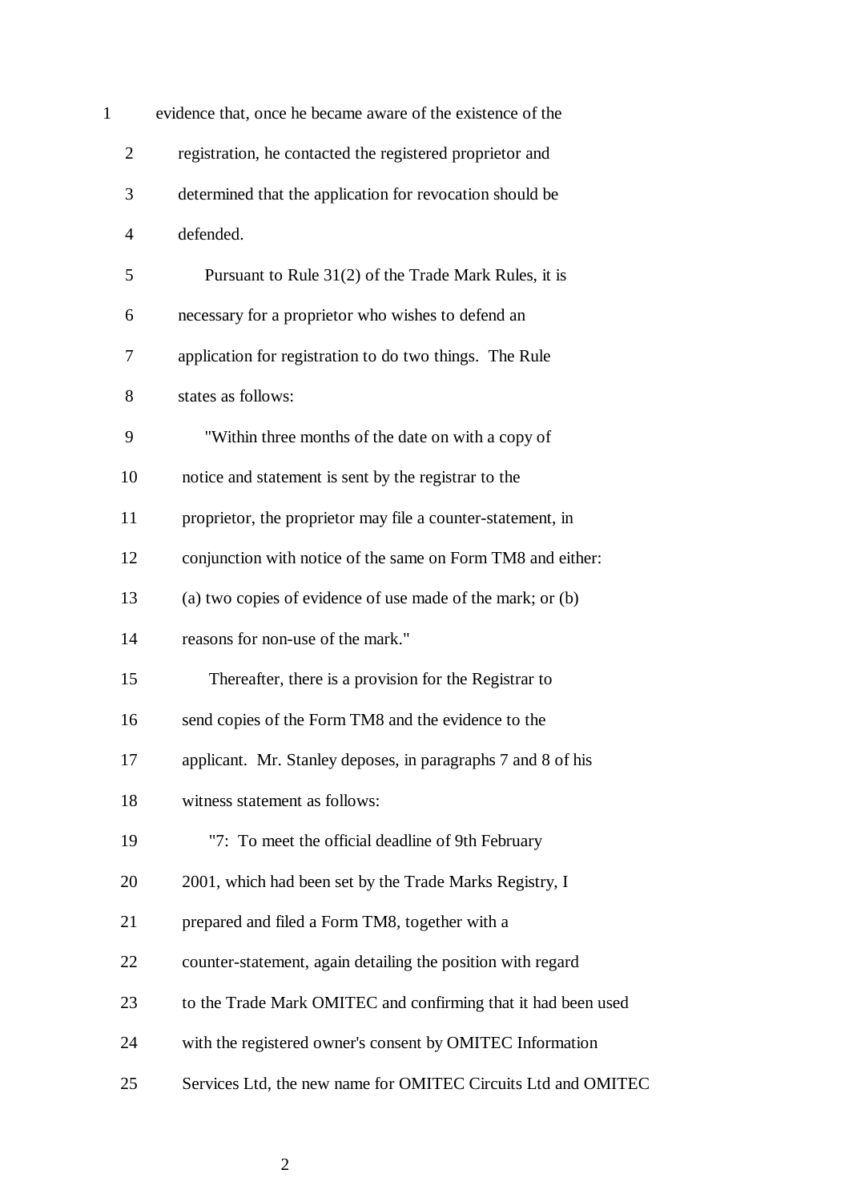evidence that, once he became aware of the existence of the registration, he contacted the registered proprietor and determined that the application for revocation should be defended.

Pursuant to Rule 31(2) of the Trade Mark Rules, it is necessary for a proprietor who wishes to defend an application for registration to do two things. The Rule states as follows:

> "Within three months of the date on with a copy of notice and statement is sent by the registrar to the proprietor, the proprietor may file a counter-statement, in conjunction with notice of the same on Form TM8 and either: (a) two copies of evidence of use made of the mark; or (b) reasons for non-use of the mark."

Thereafter, there is a provision for the Registrar to send copies of the Form TM8 and the evidence to the applicant. Mr. Stanley deposes, in paragraphs 7 and 8 of his witness statement as follows:

> "7: To meet the official deadline of 9th February 2001, which had been set by the Trade Marks Registry, I prepared and filed a Form TM8, together with a counter-statement, again detailing the position with regard to the Trade Mark OMITEC and confirming that it had been used with the registered owner's consent by OMITEC Information Services Ltd, the new name for OMITEC Circuits Ltd and OMITEC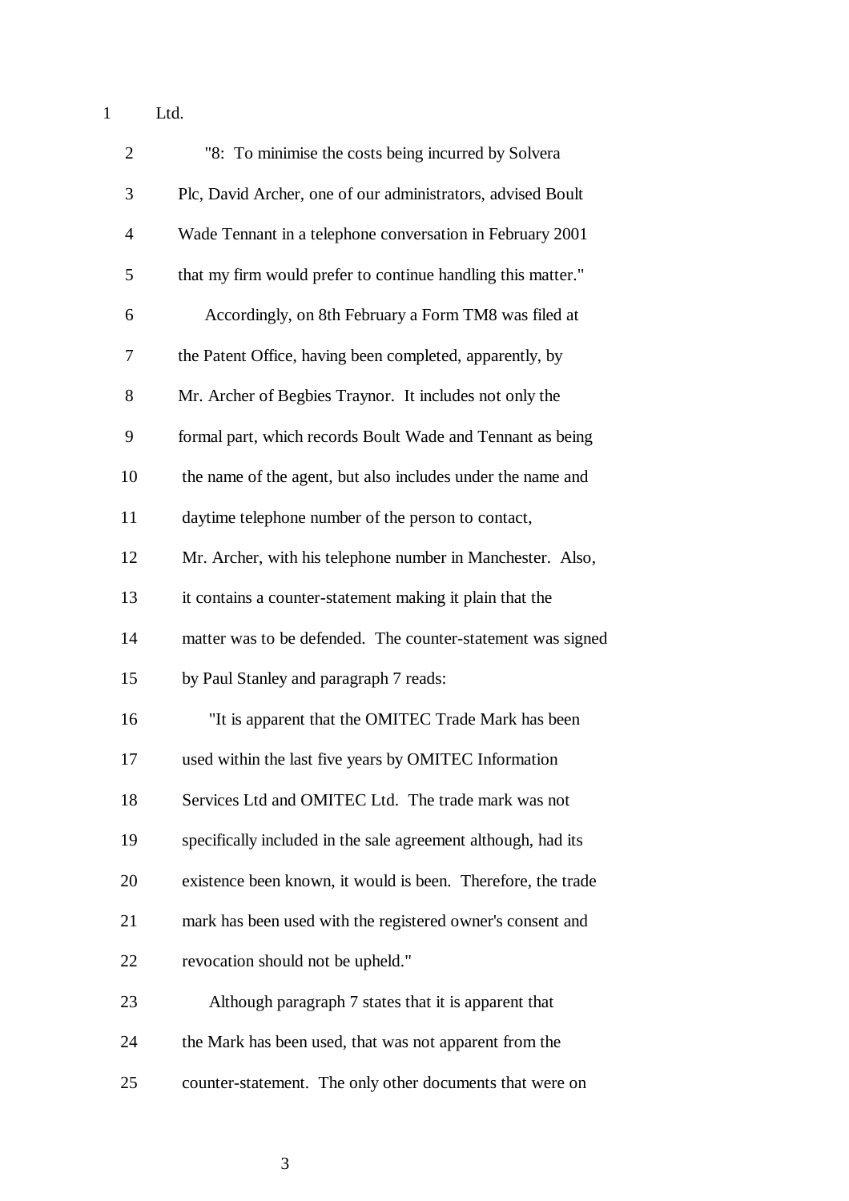Ltd.

"8: To minimise the costs being incurred by Solvera Plc, David Archer, one of our administrators, advised Boult Wade Tennant in a telephone conversation in February 2001 that my firm would prefer to continue handling this matter."

Accordingly, on 8th February a Form TM8 was filed at the Patent Office, having been completed, apparently, by Mr. Archer of Begbies Traynor. It includes not only the formal part, which records Boult Wade and Tennant as being the name of the agent, but also includes under the name and daytime telephone number of the person to contact, Mr. Archer, with his telephone number in Manchester. Also, it contains a counter-statement making it plain that the matter was to be defended. The counter-statement was signed by Paul Stanley and paragraph 7 reads:

"It is apparent that the OMITEC Trade Mark has been used within the last five years by OMITEC Information Services Ltd and OMITEC Ltd. The trade mark was not specifically included in the sale agreement although, had its existence been known, it would is been. Therefore, the trade mark has been used with the registered owner's consent and revocation should not be upheld."

Although paragraph 7 states that it is apparent that the Mark has been used, that was not apparent from the counter-statement. The only other documents that were on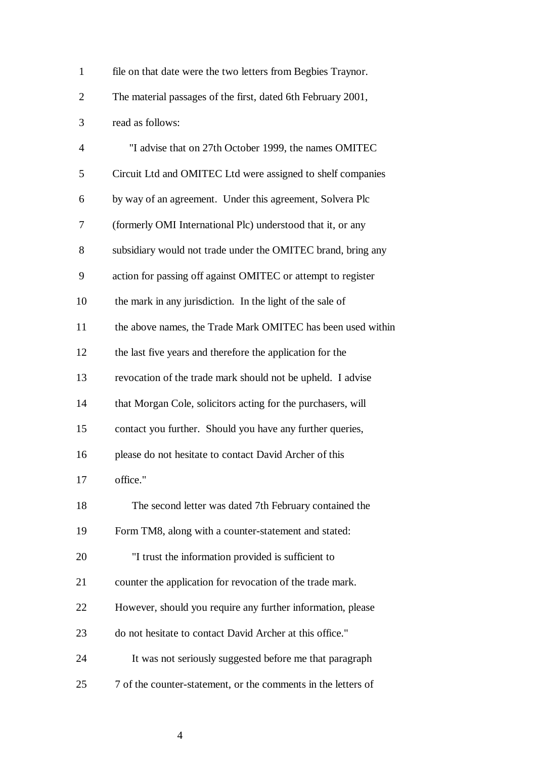file on that date were the two letters from Begbies Traynor. The material passages of the first, dated 6th February 2001, read as follows:

"I advise that on 27th October 1999, the names OMITEC Circuit Ltd and OMITEC Ltd were assigned to shelf companies by way of an agreement. Under this agreement, Solvera Plc (formerly OMI International Plc) understood that it, or any subsidiary would not trade under the OMITEC brand, bring any action for passing off against OMITEC or attempt to register the mark in any jurisdiction. In the light of the sale of the above names, the Trade Mark OMITEC has been used within the last five years and therefore the application for the revocation of the trade mark should not be upheld. I advise that Morgan Cole, solicitors acting for the purchasers, will contact you further. Should you have any further queries, please do not hesitate to contact David Archer of this office."

The second letter was dated 7th February contained the Form TM8, along with a counter-statement and stated:

"I trust the information provided is sufficient to counter the application for revocation of the trade mark. However, should you require any further information, please do not hesitate to contact David Archer at this office."

It was not seriously suggested before me that paragraph 7 of the counter-statement, or the comments in the letters of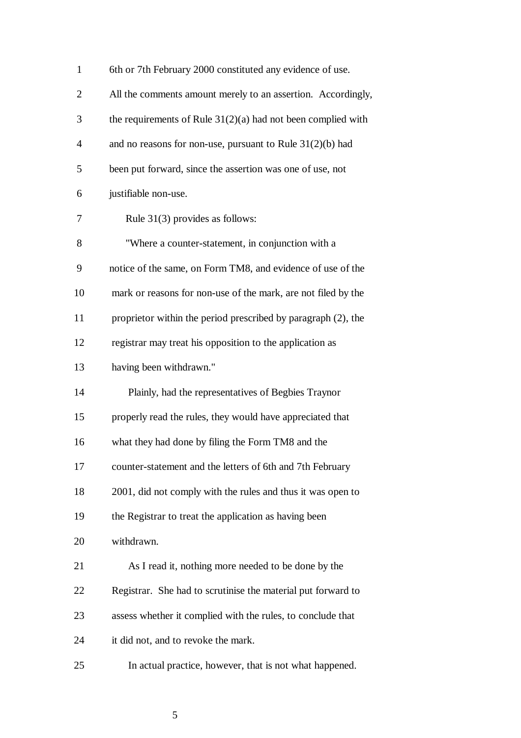6th or 7th February 2000 constituted any evidence of use. All the comments amount merely to an assertion. Accordingly, the requirements of Rule 31(2)(a) had not been complied with and no reasons for non-use, pursuant to Rule 31(2)(b) had been put forward, since the assertion was one of use, not justifiable non-use.

Rule 31(3) provides as follows:

"Where a counter-statement, in conjunction with a notice of the same, on Form TM8, and evidence of use of the mark or reasons for non-use of the mark, are not filed by the proprietor within the period prescribed by paragraph (2), the registrar may treat his opposition to the application as having been withdrawn."

Plainly, had the representatives of Begbies Traynor properly read the rules, they would have appreciated that what they had done by filing the Form TM8 and the counter-statement and the letters of 6th and 7th February 2001, did not comply with the rules and thus it was open to the Registrar to treat the application as having been withdrawn.

As I read it, nothing more needed to be done by the Registrar. She had to scrutinise the material put forward to assess whether it complied with the rules, to conclude that it did not, and to revoke the mark.

In actual practice, however, that is not what happened.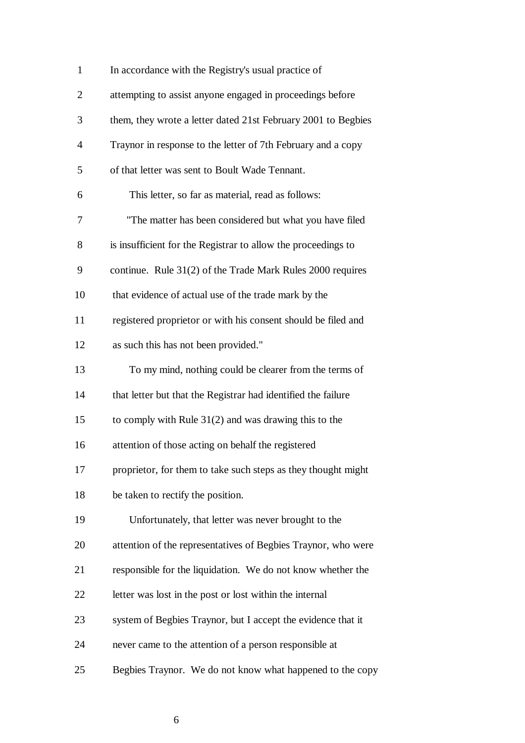In accordance with the Registry's usual practice of attempting to assist anyone engaged in proceedings before them, they wrote a letter dated 21st February 2001 to Begbies Traynor in response to the letter of 7th February and a copy of that letter was sent to Boult Wade Tennant.

This letter, so far as material, read as follows:

"The matter has been considered but what you have filed is insufficient for the Registrar to allow the proceedings to continue. Rule 31(2) of the Trade Mark Rules 2000 requires that evidence of actual use of the trade mark by the registered proprietor or with his consent should be filed and as such this has not been provided."

To my mind, nothing could be clearer from the terms of that letter but that the Registrar had identified the failure to comply with Rule 31(2) and was drawing this to the attention of those acting on behalf the registered proprietor, for them to take such steps as they thought might be taken to rectify the position.

Unfortunately, that letter was never brought to the attention of the representatives of Begbies Traynor, who were responsible for the liquidation. We do not know whether the letter was lost in the post or lost within the internal system of Begbies Traynor, but I accept the evidence that it never came to the attention of a person responsible at Begbies Traynor. We do not know what happened to the copy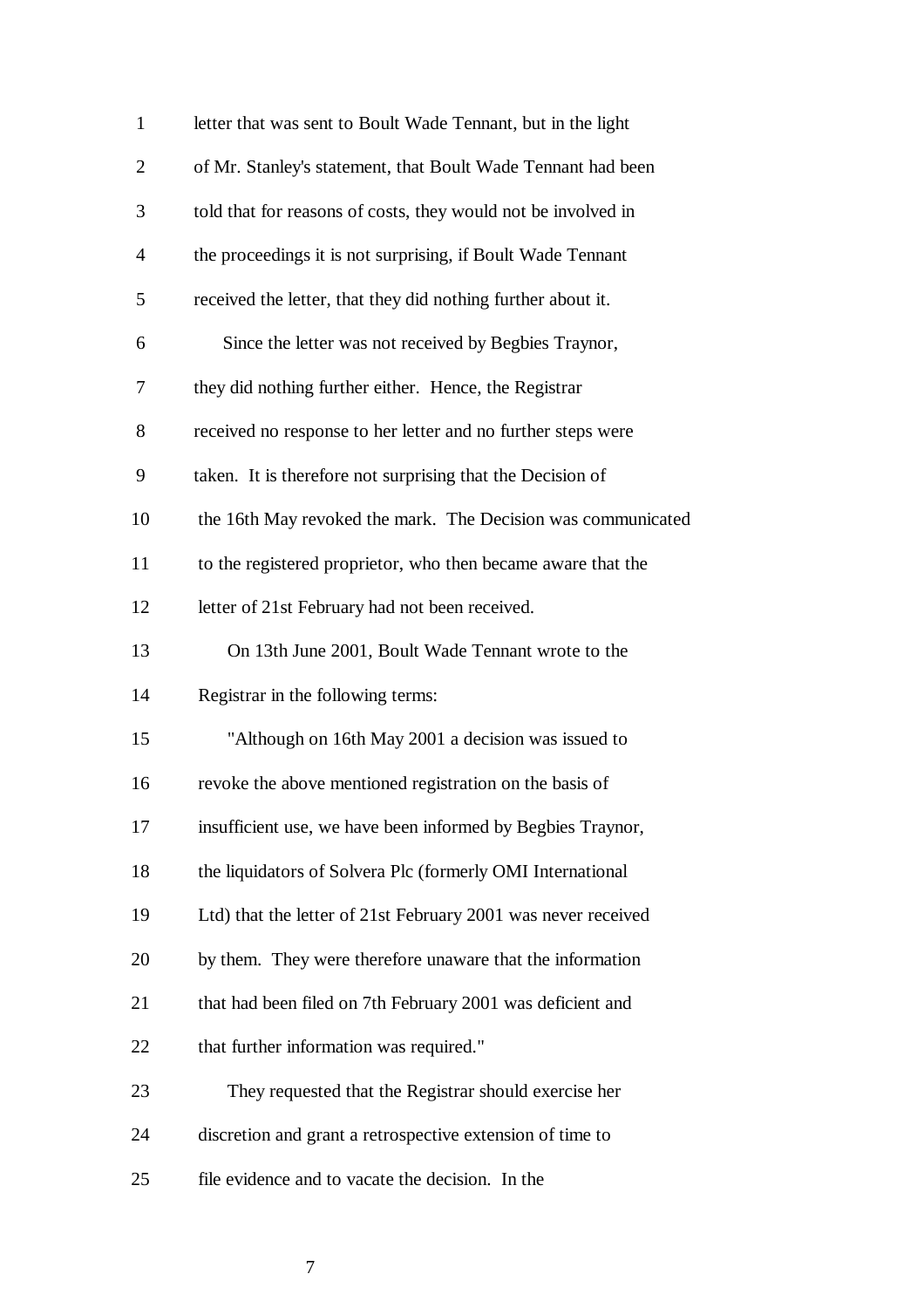letter that was sent to Boult Wade Tennant, but in the light of Mr. Stanley's statement, that Boult Wade Tennant had been told that for reasons of costs, they would not be involved in the proceedings it is not surprising, if Boult Wade Tennant received the letter, that they did nothing further about it.

Since the letter was not received by Begbies Traynor, they did nothing further either. Hence, the Registrar received no response to her letter and no further steps were taken. It is therefore not surprising that the Decision of the 16th May revoked the mark. The Decision was communicated to the registered proprietor, who then became aware that the letter of 21st February had not been received.

On 13th June 2001, Boult Wade Tennant wrote to the Registrar in the following terms:

"Although on 16th May 2001 a decision was issued to revoke the above mentioned registration on the basis of insufficient use, we have been informed by Begbies Traynor, the liquidators of Solvera Plc (formerly OMI International Ltd) that the letter of 21st February 2001 was never received by them. They were therefore unaware that the information that had been filed on 7th February 2001 was deficient and that further information was required."

They requested that the Registrar should exercise her discretion and grant a retrospective extension of time to file evidence and to vacate the decision. In the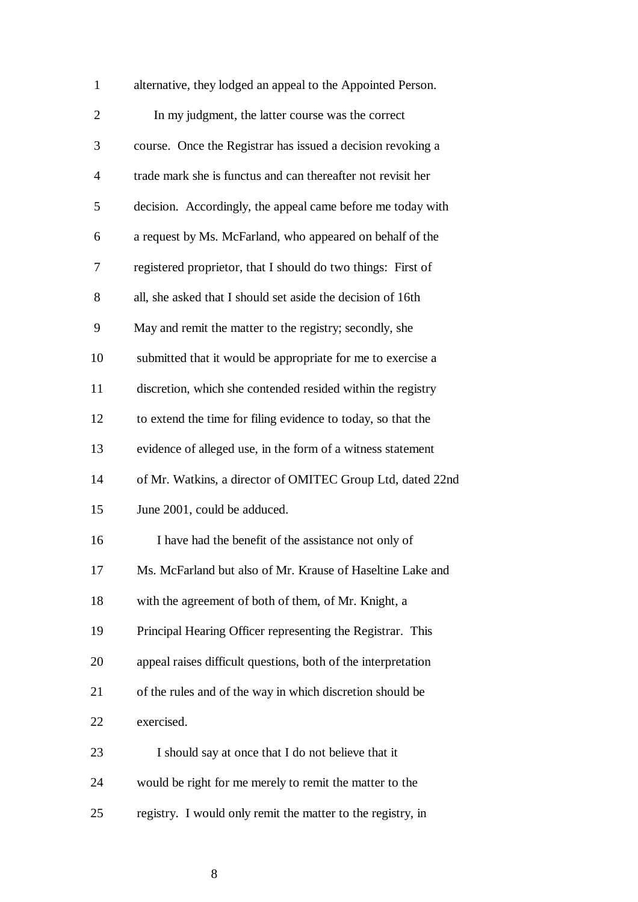alternative, they lodged an appeal to the Appointed Person.

In my judgment, the latter course was the correct course. Once the Registrar has issued a decision revoking a trade mark she is functus and can thereafter not revisit her decision. Accordingly, the appeal came before me today with a request by Ms. McFarland, who appeared on behalf of the registered proprietor, that I should do two things: First of all, she asked that I should set aside the decision of 16th May and remit the matter to the registry; secondly, she submitted that it would be appropriate for me to exercise a discretion, which she contended resided within the registry to extend the time for filing evidence to today, so that the evidence of alleged use, in the form of a witness statement of Mr. Watkins, a director of OMITEC Group Ltd, dated 22nd June 2001, could be adduced.

I have had the benefit of the assistance not only of Ms. McFarland but also of Mr. Krause of Haseltine Lake and with the agreement of both of them, of Mr. Knight, a Principal Hearing Officer representing the Registrar. This appeal raises difficult questions, both of the interpretation of the rules and of the way in which discretion should be exercised.

I should say at once that I do not believe that it would be right for me merely to remit the matter to the registry. I would only remit the matter to the registry, in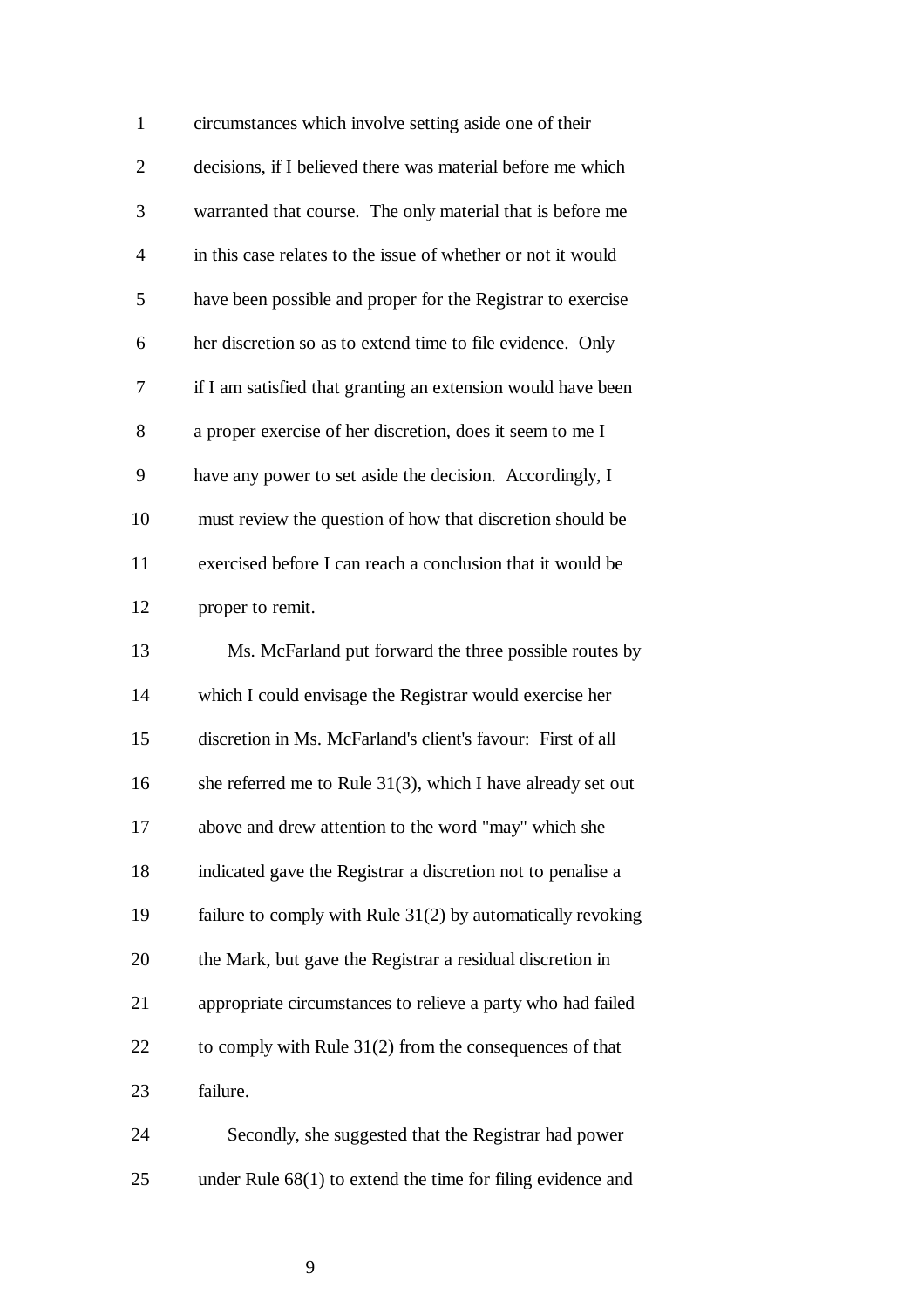circumstances which involve setting aside one of their decisions, if I believed there was material before me which warranted that course. The only material that is before me in this case relates to the issue of whether or not it would have been possible and proper for the Registrar to exercise her discretion so as to extend time to file evidence. Only if I am satisfied that granting an extension would have been a proper exercise of her discretion, does it seem to me I have any power to set aside the decision. Accordingly, I must review the question of how that discretion should be exercised before I can reach a conclusion that it would be proper to remit.

Ms. McFarland put forward the three possible routes by which I could envisage the Registrar would exercise her discretion in Ms. McFarland's client's favour: First of all she referred me to Rule 31(3), which I have already set out above and drew attention to the word "may" which she indicated gave the Registrar a discretion not to penalise a failure to comply with Rule 31(2) by automatically revoking the Mark, but gave the Registrar a residual discretion in appropriate circumstances to relieve a party who had failed to comply with Rule 31(2) from the consequences of that failure.

Secondly, she suggested that the Registrar had power under Rule 68(1) to extend the time for filing evidence and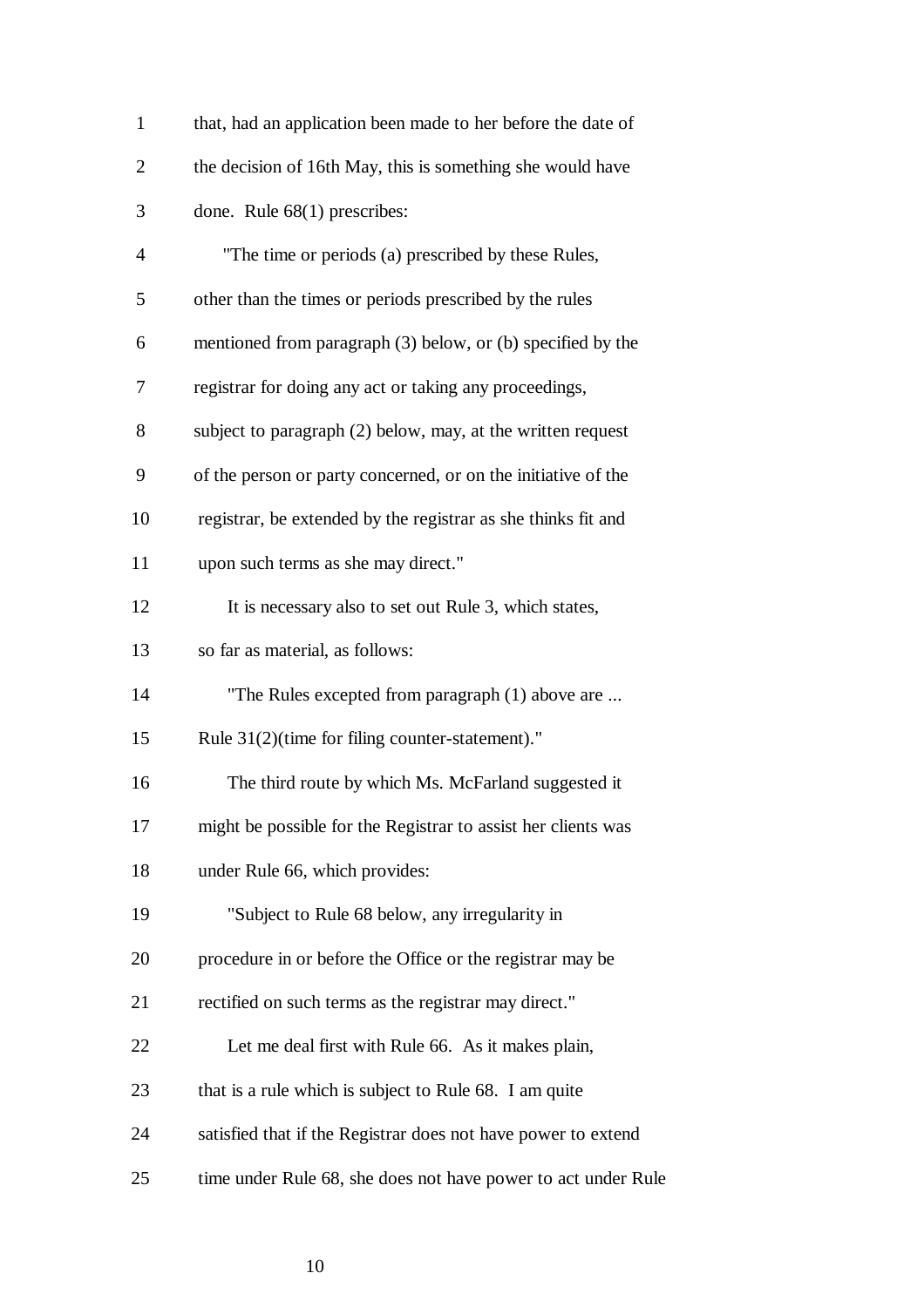that, had an application been made to her before the date of the decision of 16th May, this is something she would have done. Rule 68(1) prescribes:

> "The time or periods (a) prescribed by these Rules, other than the times or periods prescribed by the rules mentioned from paragraph (3) below, or (b) specified by the registrar for doing any act or taking any proceedings, subject to paragraph (2) below, may, at the written request of the person or party concerned, or on the initiative of the registrar, be extended by the registrar as she thinks fit and upon such terms as she may direct."

It is necessary also to set out Rule 3, which states, so far as material, as follows:

> "The Rules excepted from paragraph (1) above are ... Rule 31(2)(time for filing counter-statement)."

The third route by which Ms. McFarland suggested it might be possible for the Registrar to assist her clients was under Rule 66, which provides:

> "Subject to Rule 68 below, any irregularity in procedure in or before the Office or the registrar may be rectified on such terms as the registrar may direct."

Let me deal first with Rule 66. As it makes plain, that is a rule which is subject to Rule 68. I am quite satisfied that if the Registrar does not have power to extend time under Rule 68, she does not have power to act under Rule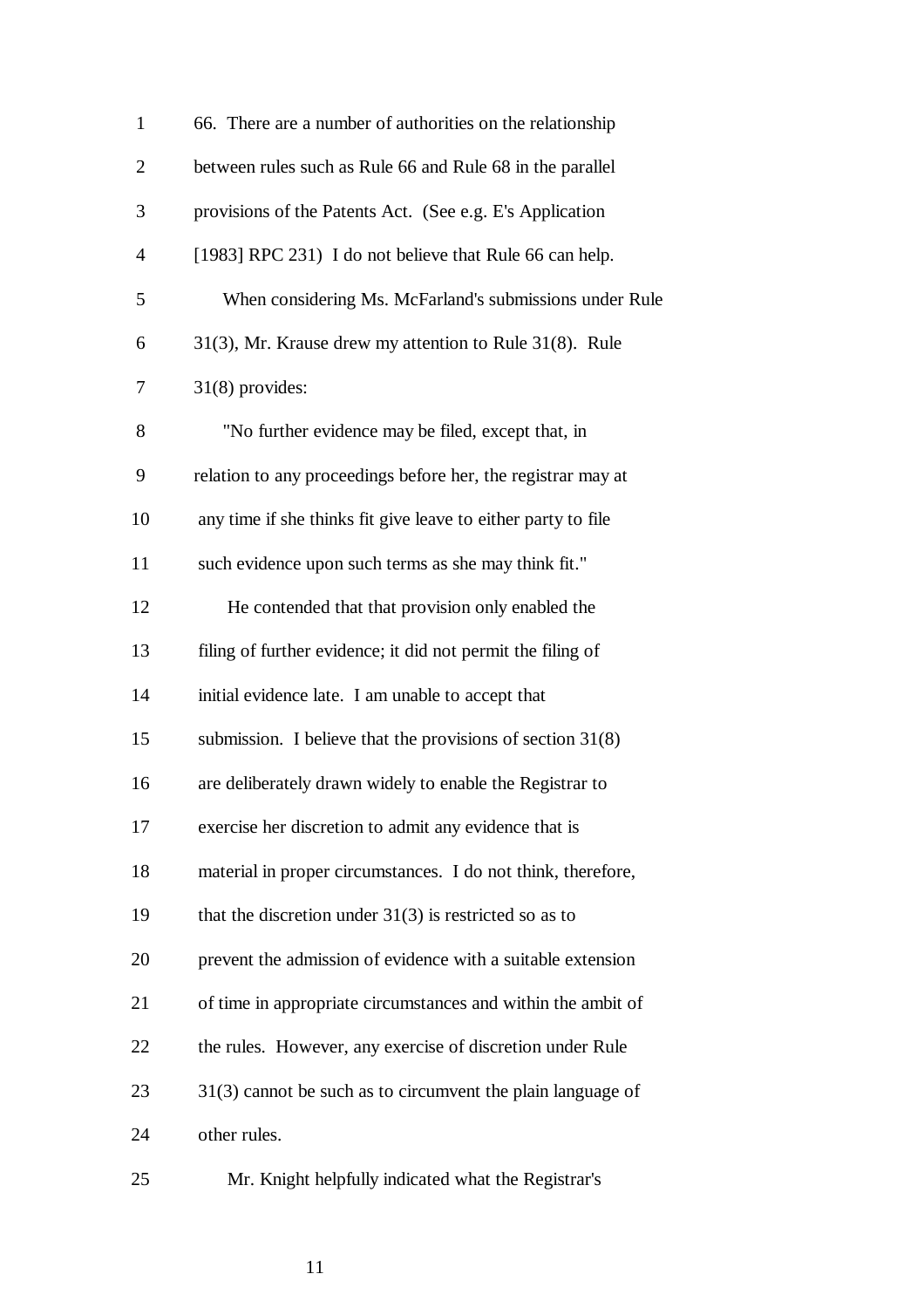66. There are a number of authorities on the relationship between rules such as Rule 66 and Rule 68 in the parallel provisions of the Patents Act. (See e.g. E's Application [1983] RPC 231) I do not believe that Rule 66 can help.

When considering Ms. McFarland's submissions under Rule 31(3), Mr. Krause drew my attention to Rule 31(8). Rule 31(8) provides:

"No further evidence may be filed, except that, in relation to any proceedings before her, the registrar may at any time if she thinks fit give leave to either party to file such evidence upon such terms as she may think fit."

He contended that that provision only enabled the filing of further evidence; it did not permit the filing of initial evidence late. I am unable to accept that submission. I believe that the provisions of section 31(8) are deliberately drawn widely to enable the Registrar to exercise her discretion to admit any evidence that is material in proper circumstances. I do not think, therefore, that the discretion under 31(3) is restricted so as to prevent the admission of evidence with a suitable extension of time in appropriate circumstances and within the ambit of the rules. However, any exercise of discretion under Rule 31(3) cannot be such as to circumvent the plain language of other rules.

Mr. Knight helpfully indicated what the Registrar's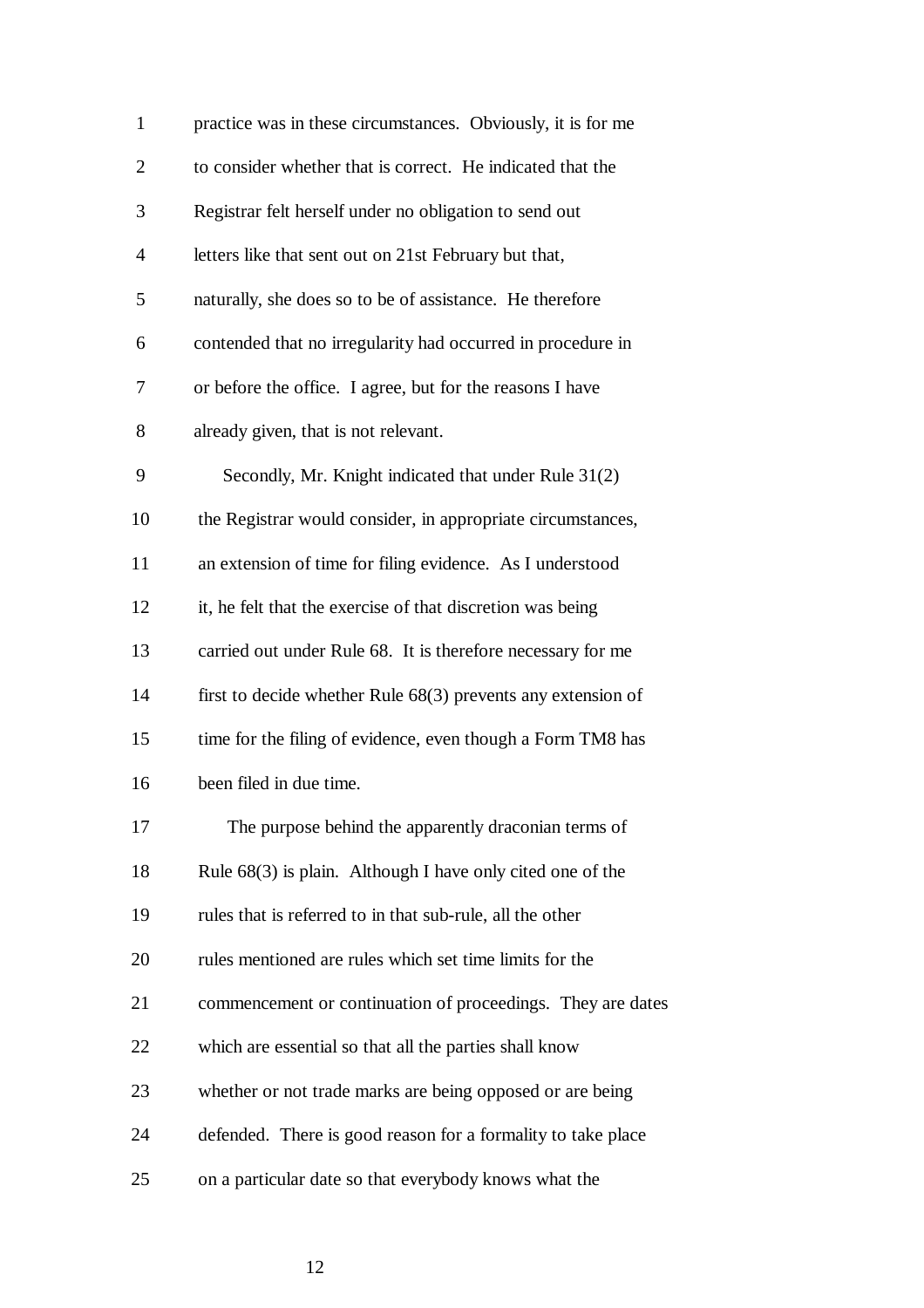practice was in these circumstances. Obviously, it is for me to consider whether that is correct. He indicated that the Registrar felt herself under no obligation to send out letters like that sent out on 21st February but that, naturally, she does so to be of assistance. He therefore contended that no irregularity had occurred in procedure in or before the office. I agree, but for the reasons I have already given, that is not relevant.

Secondly, Mr. Knight indicated that under Rule 31(2) the Registrar would consider, in appropriate circumstances, an extension of time for filing evidence. As I understood it, he felt that the exercise of that discretion was being carried out under Rule 68. It is therefore necessary for me first to decide whether Rule 68(3) prevents any extension of time for the filing of evidence, even though a Form TM8 has been filed in due time.

The purpose behind the apparently draconian terms of Rule 68(3) is plain. Although I have only cited one of the rules that is referred to in that sub-rule, all the other rules mentioned are rules which set time limits for the commencement or continuation of proceedings. They are dates which are essential so that all the parties shall know whether or not trade marks are being opposed or are being defended. There is good reason for a formality to take place on a particular date so that everybody knows what the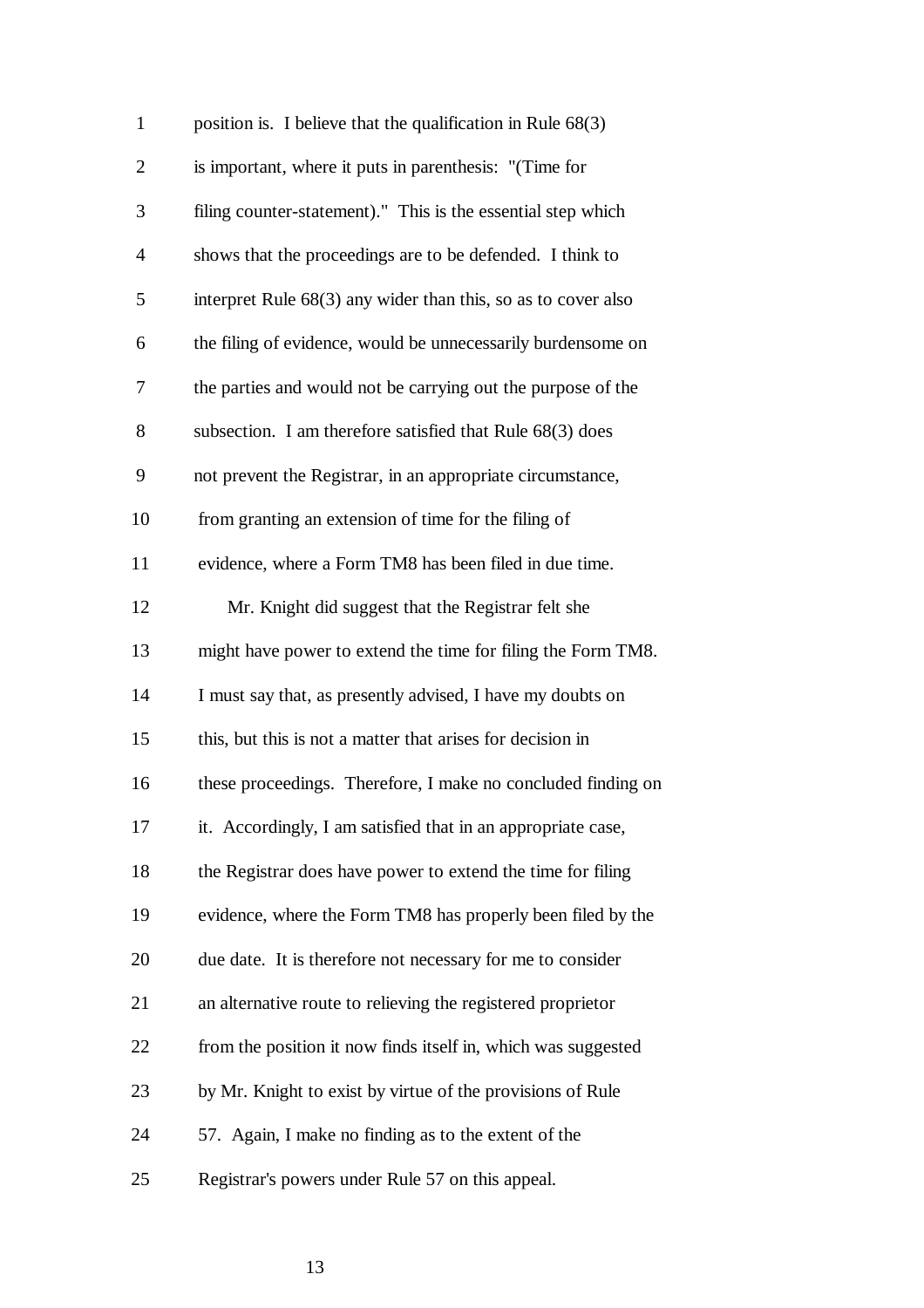position is. I believe that the qualification in Rule 68(3) is important, where it puts in parenthesis: "(Time for filing counter-statement)." This is the essential step which shows that the proceedings are to be defended. I think to interpret Rule 68(3) any wider than this, so as to cover also the filing of evidence, would be unnecessarily burdensome on the parties and would not be carrying out the purpose of the subsection. I am therefore satisfied that Rule 68(3) does not prevent the Registrar, in an appropriate circumstance, from granting an extension of time for the filing of evidence, where a Form TM8 has been filed in due time.

Mr. Knight did suggest that the Registrar felt she might have power to extend the time for filing the Form TM8. I must say that, as presently advised, I have my doubts on this, but this is not a matter that arises for decision in these proceedings. Therefore, I make no concluded finding on it. Accordingly, I am satisfied that in an appropriate case, the Registrar does have power to extend the time for filing evidence, where the Form TM8 has properly been filed by the due date. It is therefore not necessary for me to consider an alternative route to relieving the registered proprietor from the position it now finds itself in, which was suggested by Mr. Knight to exist by virtue of the provisions of Rule 57. Again, I make no finding as to the extent of the Registrar's powers under Rule 57 on this appeal.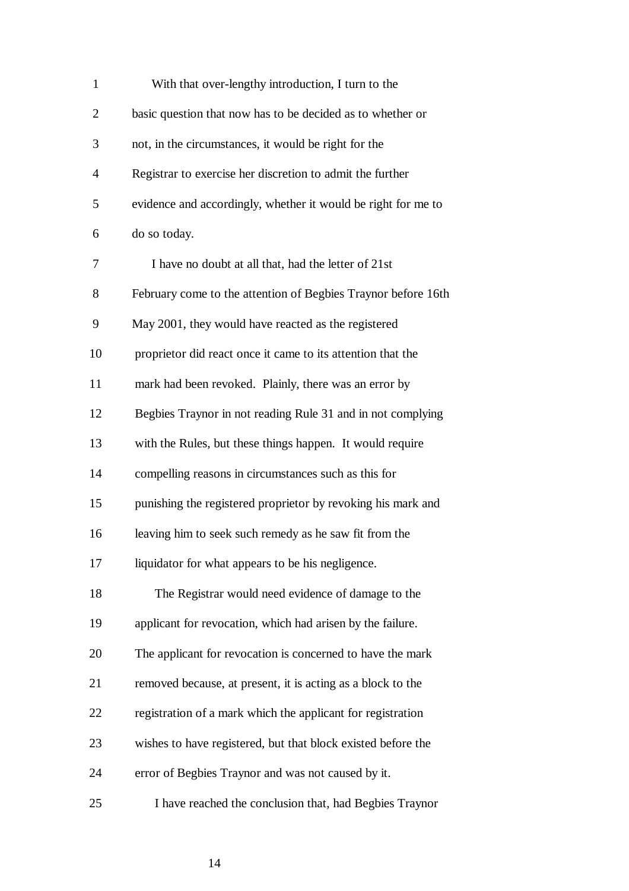With that over-lengthy introduction, I turn to the basic question that now has to be decided as to whether or not, in the circumstances, it would be right for the Registrar to exercise her discretion to admit the further evidence and accordingly, whether it would be right for me to do so today.

I have no doubt at all that, had the letter of 21st February come to the attention of Begbies Traynor before 16th May 2001, they would have reacted as the registered proprietor did react once it came to its attention that the mark had been revoked. Plainly, there was an error by Begbies Traynor in not reading Rule 31 and in not complying with the Rules, but these things happen. It would require compelling reasons in circumstances such as this for punishing the registered proprietor by revoking his mark and leaving him to seek such remedy as he saw fit from the liquidator for what appears to be his negligence.

The Registrar would need evidence of damage to the applicant for revocation, which had arisen by the failure. The applicant for revocation is concerned to have the mark removed because, at present, it is acting as a block to the registration of a mark which the applicant for registration wishes to have registered, but that block existed before the error of Begbies Traynor and was not caused by it.

I have reached the conclusion that, had Begbies Traynor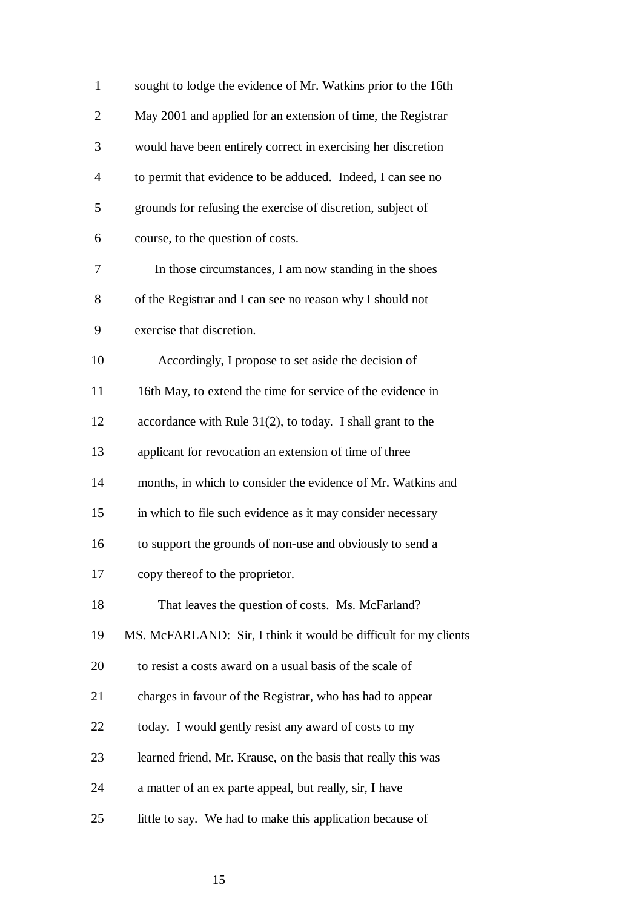sought to lodge the evidence of Mr. Watkins prior to the 16th May 2001 and applied for an extension of time, the Registrar would have been entirely correct in exercising her discretion to permit that evidence to be adduced. Indeed, I can see no grounds for refusing the exercise of discretion, subject of course, to the question of costs.

In those circumstances, I am now standing in the shoes of the Registrar and I can see no reason why I should not exercise that discretion.

Accordingly, I propose to set aside the decision of 16th May, to extend the time for service of the evidence in accordance with Rule 31(2), to today. I shall grant to the applicant for revocation an extension of time of three months, in which to consider the evidence of Mr. Watkins and in which to file such evidence as it may consider necessary to support the grounds of non-use and obviously to send a copy thereof to the proprietor.

That leaves the question of costs. Ms. McFarland?

MS. McFARLAND: Sir, I think it would be difficult for my clients to resist a costs award on a usual basis of the scale of charges in favour of the Registrar, who has had to appear today. I would gently resist any award of costs to my learned friend, Mr. Krause, on the basis that really this was a matter of an ex parte appeal, but really, sir, I have little to say. We had to make this application because of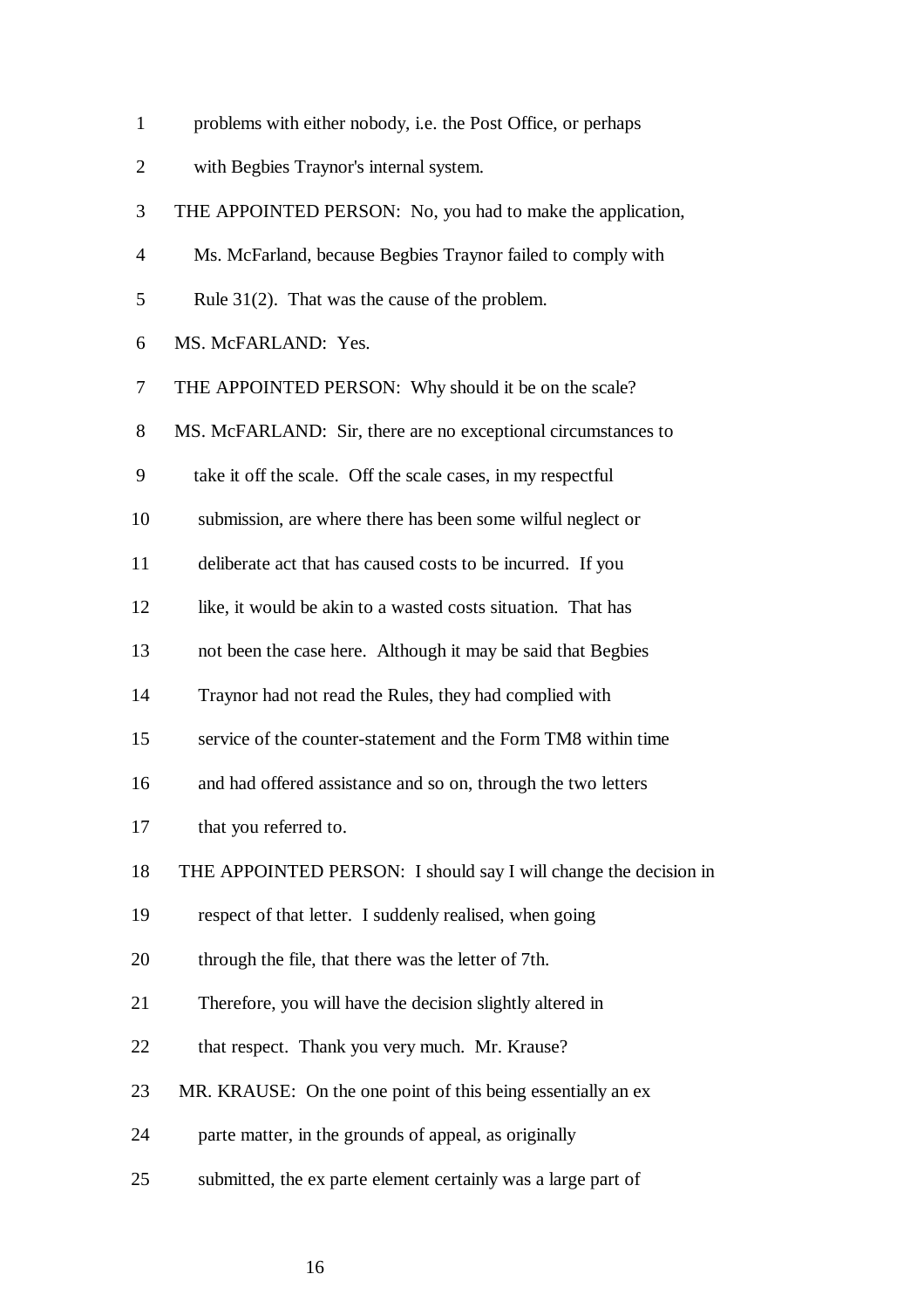problems with either nobody, i.e. the Post Office, or perhaps with Begbies Traynor's internal system.

THE APPOINTED PERSON: No, you had to make the application, Ms. McFarland, because Begbies Traynor failed to comply with Rule 31(2). That was the cause of the problem.

MS. McFARLAND: Yes.

THE APPOINTED PERSON: Why should it be on the scale?

MS. McFARLAND: Sir, there are no exceptional circumstances to take it off the scale. Off the scale cases, in my respectful submission, are where there has been some wilful neglect or deliberate act that has caused costs to be incurred. If you like, it would be akin to a wasted costs situation. That has not been the case here. Although it may be said that Begbies Traynor had not read the Rules, they had complied with service of the counter-statement and the Form TM8 within time and had offered assistance and so on, through the two letters that you referred to.

THE APPOINTED PERSON: I should say I will change the decision in respect of that letter. I suddenly realised, when going through the file, that there was the letter of 7th. Therefore, you will have the decision slightly altered in that respect. Thank you very much. Mr. Krause?

MR. KRAUSE: On the one point of this being essentially an ex parte matter, in the grounds of appeal, as originally submitted, the ex parte element certainly was a large part of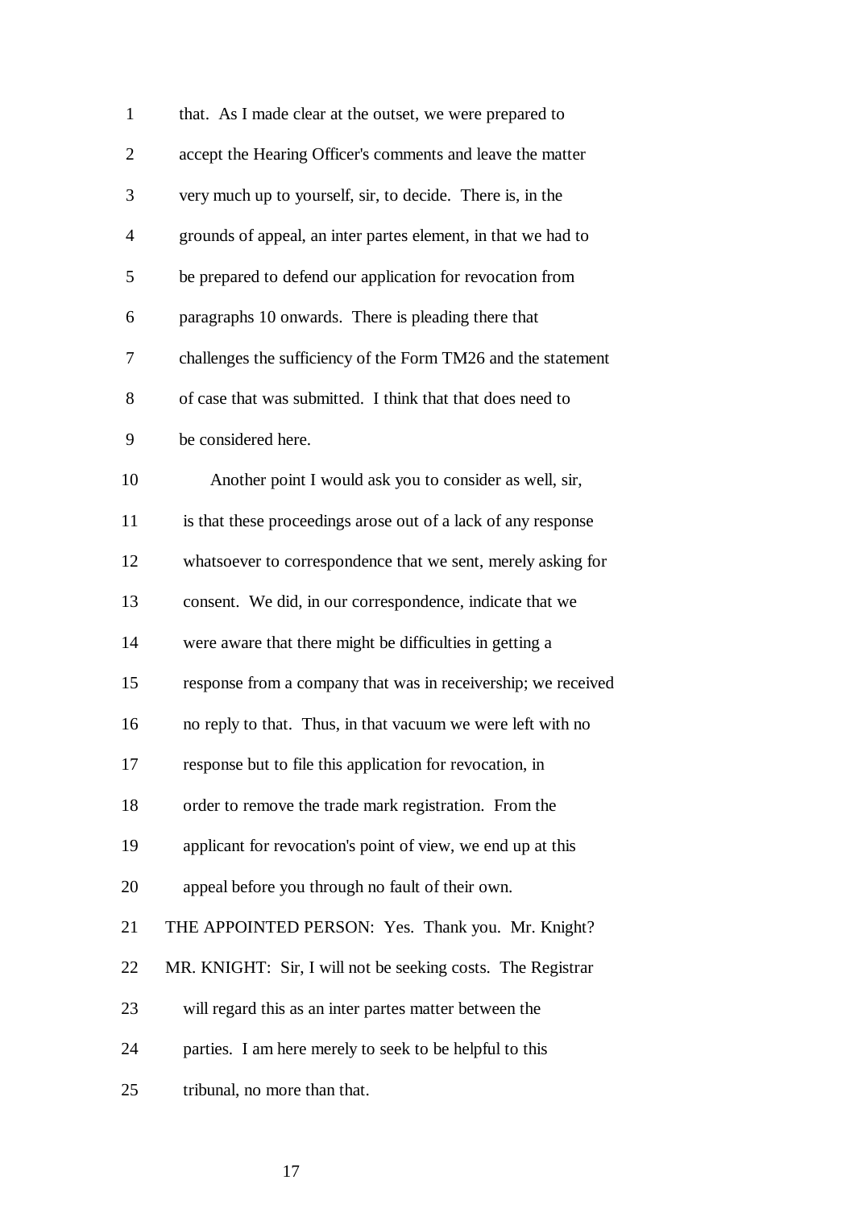that. As I made clear at the outset, we were prepared to accept the Hearing Officer's comments and leave the matter very much up to yourself, sir, to decide. There is, in the grounds of appeal, an inter partes element, in that we had to be prepared to defend our application for revocation from paragraphs 10 onwards. There is pleading there that challenges the sufficiency of the Form TM26 and the statement of case that was submitted. I think that that does need to be considered here.

Another point I would ask you to consider as well, sir, is that these proceedings arose out of a lack of any response whatsoever to correspondence that we sent, merely asking for consent. We did, in our correspondence, indicate that we were aware that there might be difficulties in getting a response from a company that was in receivership; we received no reply to that. Thus, in that vacuum we were left with no response but to file this application for revocation, in order to remove the trade mark registration. From the applicant for revocation's point of view, we end up at this appeal before you through no fault of their own.

THE APPOINTED PERSON: Yes. Thank you. Mr. Knight?

MR. KNIGHT: Sir, I will not be seeking costs. The Registrar will regard this as an inter partes matter between the parties. I am here merely to seek to be helpful to this tribunal, no more than that.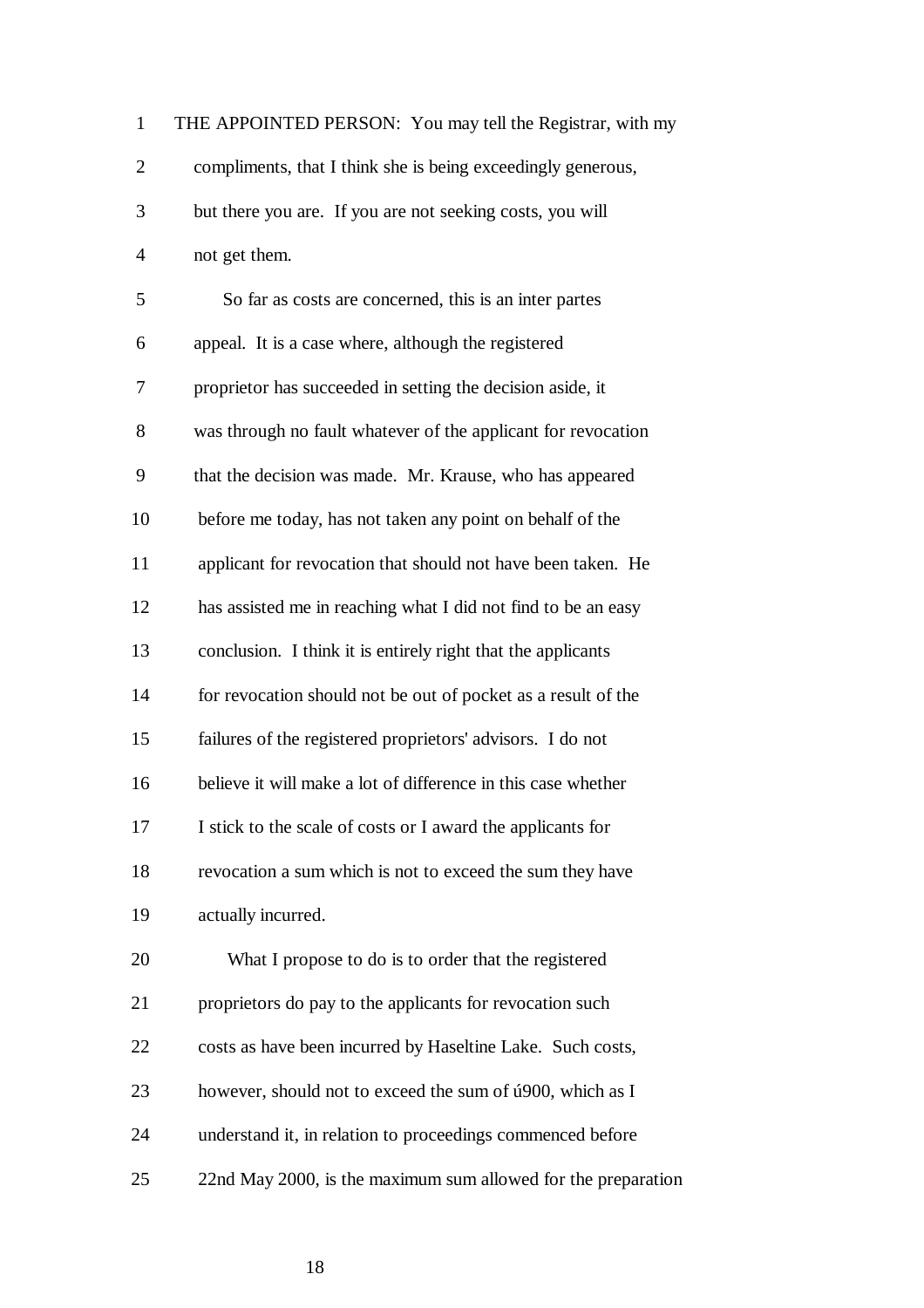THE APPOINTED PERSON: You may tell the Registrar, with my compliments, that I think she is being exceedingly generous, but there you are. If you are not seeking costs, you will not get them.

So far as costs are concerned, this is an inter partes appeal. It is a case where, although the registered proprietor has succeeded in setting the decision aside, it was through no fault whatever of the applicant for revocation that the decision was made. Mr. Krause, who has appeared before me today, has not taken any point on behalf of the applicant for revocation that should not have been taken. He has assisted me in reaching what I did not find to be an easy conclusion. I think it is entirely right that the applicants for revocation should not be out of pocket as a result of the failures of the registered proprietors' advisors. I do not believe it will make a lot of difference in this case whether I stick to the scale of costs or I award the applicants for revocation a sum which is not to exceed the sum they have actually incurred.

What I propose to do is to order that the registered proprietors do pay to the applicants for revocation such costs as have been incurred by Haseltine Lake. Such costs, however, should not to exceed the sum of ú900, which as I understand it, in relation to proceedings commenced before 22nd May 2000, is the maximum sum allowed for the preparation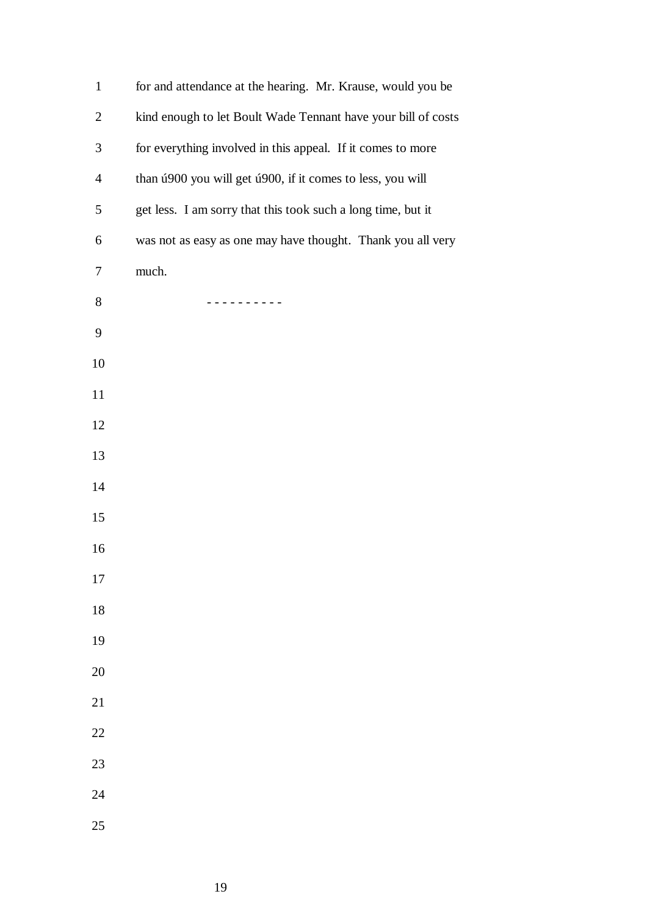for and attendance at the hearing. Mr. Krause, would you be kind enough to let Boult Wade Tennant have your bill of costs for everything involved in this appeal. If it comes to more than ú900 you will get ú900, if it comes to less, you will get less. I am sorry that this took such a long time, but it was not as easy as one may have thought. Thank you all very much.

\- - - - - - - - - -